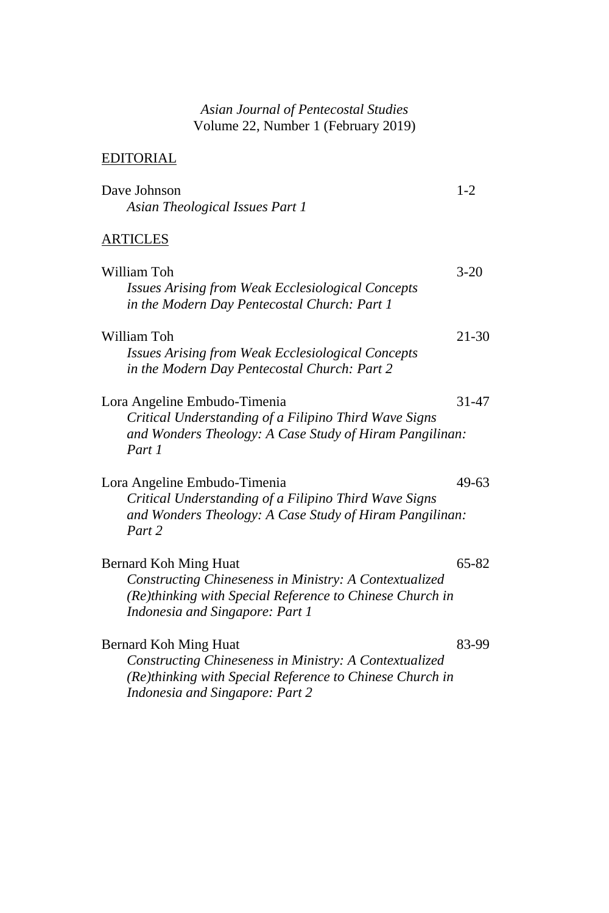*Asian Journal of Pentecostal Studies*
Volume 22, Number 1 (February 2019)

## EDITORIAL

Dave Johnson — 1-2
*Asian Theological Issues Part 1*

## ARTICLES

William Toh — 3-20
*Issues Arising from Weak Ecclesiological Concepts in the Modern Day Pentecostal Church: Part 1*

William Toh — 21-30
*Issues Arising from Weak Ecclesiological Concepts in the Modern Day Pentecostal Church: Part 2*

Lora Angeline Embudo-Timenia — 31-47
*Critical Understanding of a Filipino Third Wave Signs and Wonders Theology: A Case Study of Hiram Pangilinan: Part 1*

Lora Angeline Embudo-Timenia — 49-63
*Critical Understanding of a Filipino Third Wave Signs and Wonders Theology: A Case Study of Hiram Pangilinan: Part 2*

Bernard Koh Ming Huat — 65-82
*Constructing Chineseness in Ministry: A Contextualized (Re)thinking with Special Reference to Chinese Church in Indonesia and Singapore: Part 1*

Bernard Koh Ming Huat — 83-99
*Constructing Chineseness in Ministry: A Contextualized (Re)thinking with Special Reference to Chinese Church in Indonesia and Singapore: Part 2*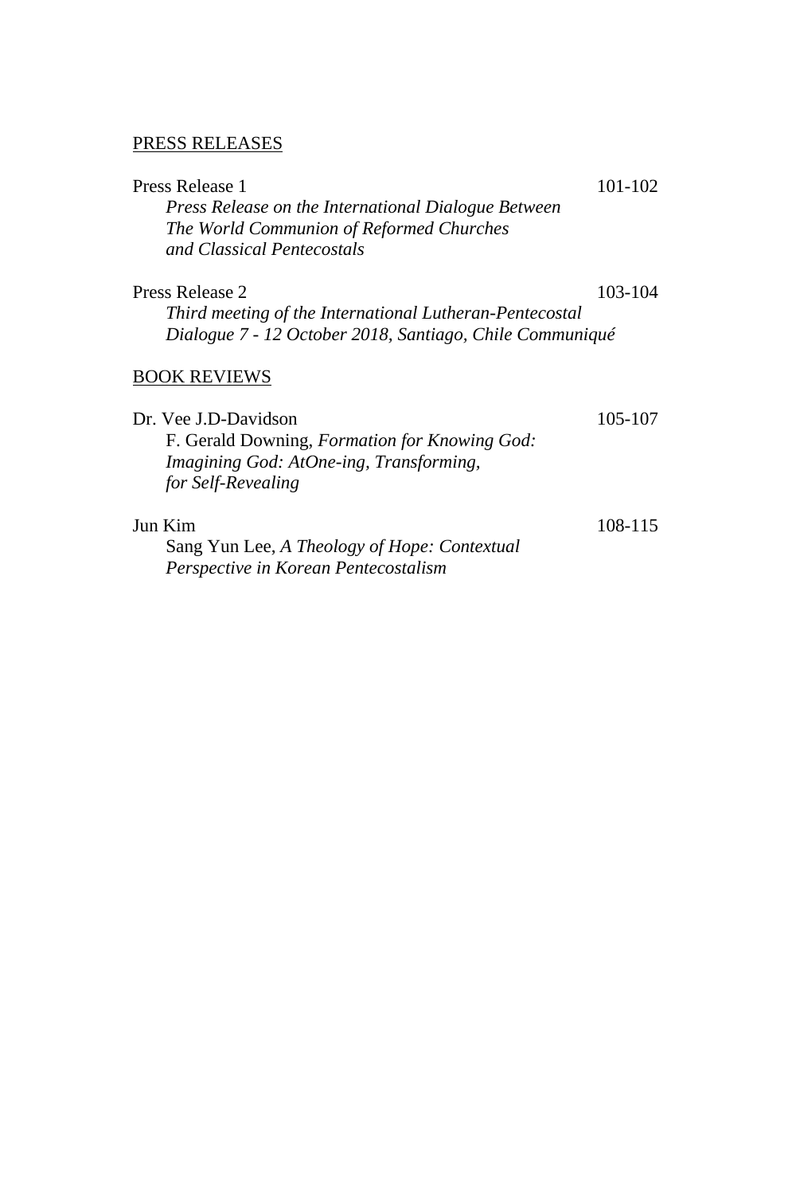PRESS RELEASES

Press Release 1 101-102
*Press Release on the International Dialogue Between The World Communion of Reformed Churches and Classical Pentecostals*

Press Release 2 103-104
*Third meeting of the International Lutheran-Pentecostal Dialogue 7 - 12 October 2018, Santiago, Chile Communiqué*

BOOK REVIEWS

Dr. Vee J.D-Davidson 105-107
F. Gerald Downing, *Formation for Knowing God: Imagining God: AtOne-ing, Transforming, for Self-Revealing*

Jun Kim 108-115
Sang Yun Lee, *A Theology of Hope: Contextual Perspective in Korean Pentecostalism*